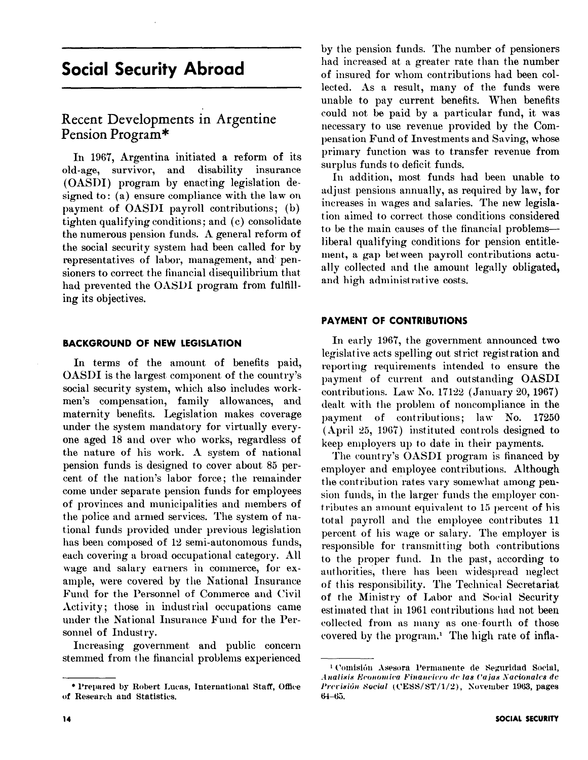# Social Security Abroad

## Recent Developments in Argentine Pension Program*

In 1967, Argentina initiated a reform of its old-age, survivor, and disability insurance (OASDI) program by enacting legislation designed to: (a) ensure compliance with the law on payment of OASDI payroll contributions; (b) tighten qualifying conditions; and (c) consolidate the numerous pension funds. A general reform of the social security system had been called for by representatives of labor, management, and pensioners to correct the financial disequilibrium that had prevented the OASDI program from fulfilling its objectives.

### BACKGROUND OF NEW LEGISLATION

In terms of the amount of benefits paid, OASDI is the largest component of the country's social security system, which also includes workmen's compensation, family allowances, and maternity benefits. Legislation makes coverage under the system mandatory for virtually everyone aged 18 and over who works, regardless of the nature of his work. A system of national pension funds is designed to cover about 85 percent of the nation's labor force; the remainder come under separate pension funds for employees of provinces and municipalities and members of the police and armed services. The system of national funds provided under previous legislation has been composed of 12 semi-autonomous funds, each covering a broad occupational category. All wage and salary earners in commerce, for example, were covered by the National Insurance Fund for the Personnel of Commerce and Civil Activity; those in industrial occupations came under the National Insurance Fund for the Personnel of Industry.

Increasing government and public concern stemmed from the financial problems experienced by the pension funds. The number of pensioners had increased at a greater rate than the number of insured for whom contributions had been collected. As a result, many of the funds were unable to pay current benefits. When benefits could not be paid by a particular fund, it was necessary to use revenue provided by the Compensation Fund of Investments and Saving, whose primary function was to transfer revenue from surplus funds to deficit funds.

In addition, most funds had been unable to adjust pensions annually, as required by law, for increases in wages and salaries. The new legislation aimed to correct those conditions considered to be the main causes of the financial problems—liberal qualifying conditions for pension entitlement, a gap between payroll contributions actually collected and the amount legally obligated, and high administrative costs.

### PAYMENT OF CONTRIBUTIONS

In early 1967, the government announced two legislative acts spelling out strict registration and reporting requirements intended to ensure the payment of current and outstanding OASDI contributions. Law No. 17122 (January 20, 1967) dealt with the problem of noncompliance in the payment of contributions; law No. 17250 (April 25, 1967) instituted controls designed to keep employers up to date in their payments.

The country's OASDI program is financed by employer and employee contributions. Although the contribution rates vary somewhat among pension funds, in the larger funds the employer contributes an amount equivalent to 15 percent of his total payroll and the employee contributes 11 percent of his wage or salary. The employer is responsible for transmitting both contributions to the proper fund. In the past, according to authorities, there has been widespread neglect of this responsibility. The Technical Secretariat of the Ministry of Labor and Social Security estimated that in 1961 contributions had not been collected from as many as one-fourth of those covered by the program.[1] The high rate of infla-

---

* Prepared by Robert Lucas, International Staff, Office of Research and Statistics.

[1] Comisión Asesora Permanente de Seguridad Social, *Analisis Economico Financiero de las Cajas Nacionales de Previsión Social* (CESS/ST/1/2), November 1963, pages 64–65.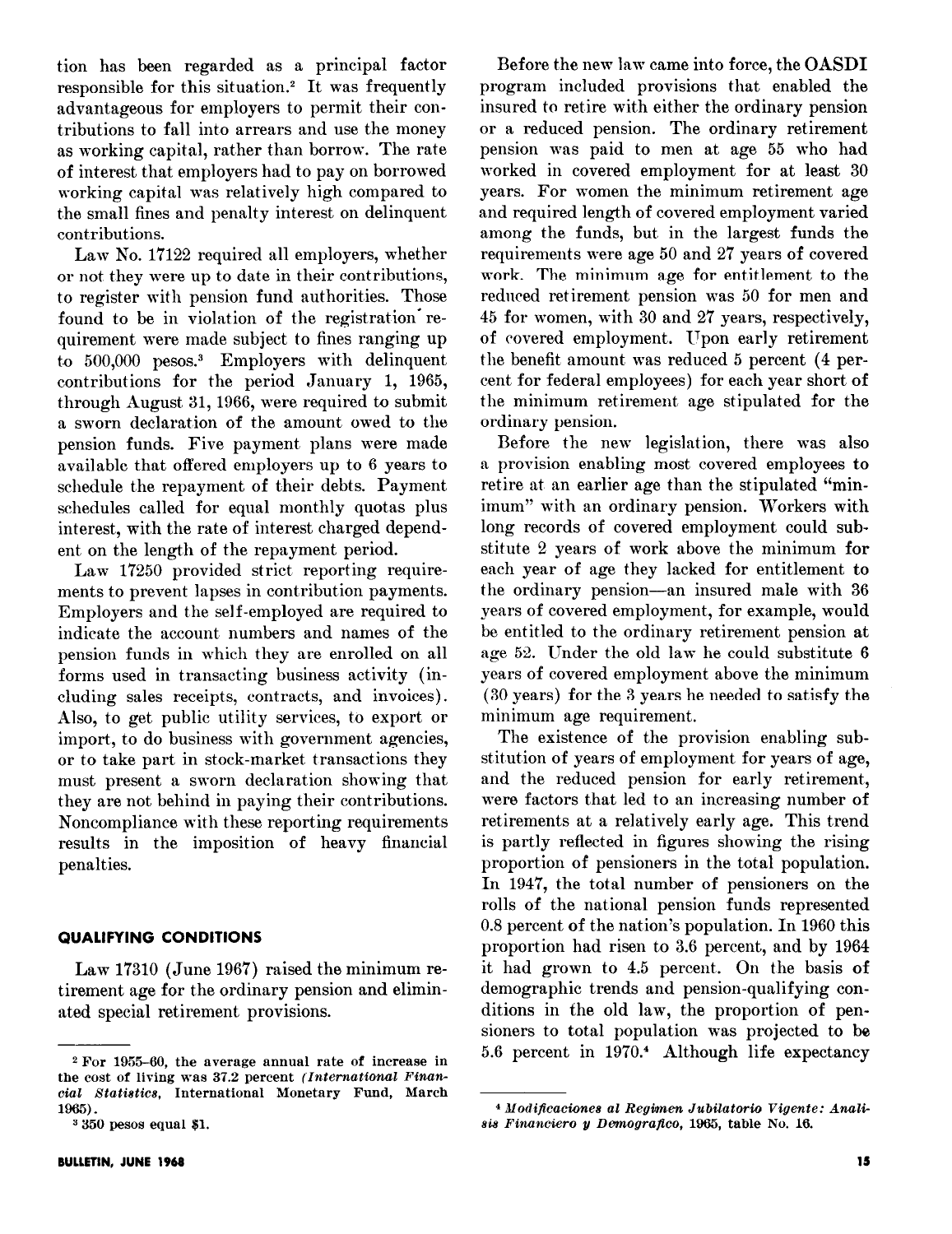tion has been regarded as a principal factor responsible for this situation.[2] It was frequently advantageous for employers to permit their contributions to fall into arrears and use the money as working capital, rather than borrow. The rate of interest that employers had to pay on borrowed working capital was relatively high compared to the small fines and penalty interest on delinquent contributions.

Law No. 17122 required all employers, whether or not they were up to date in their contributions, to register with pension fund authorities. Those found to be in violation of the registration requirement were made subject to fines ranging up to 500,000 pesos.[3] Employers with delinquent contributions for the period January 1, 1965, through August 31, 1966, were required to submit a sworn declaration of the amount owed to the pension funds. Five payment plans were made available that offered employers up to 6 years to schedule the repayment of their debts. Payment schedules called for equal monthly quotas plus interest, with the rate of interest charged dependent on the length of the repayment period.

Law 17250 provided strict reporting requirements to prevent lapses in contribution payments. Employers and the self-employed are required to indicate the account numbers and names of the pension funds in which they are enrolled on all forms used in transacting business activity (including sales receipts, contracts, and invoices). Also, to get public utility services, to export or import, to do business with government agencies, or to take part in stock-market transactions they must present a sworn declaration showing that they are not behind in paying their contributions. Noncompliance with these reporting requirements results in the imposition of heavy financial penalties.

## QUALIFYING CONDITIONS

Law 17310 (June 1967) raised the minimum retirement age for the ordinary pension and eliminated special retirement provisions.

Before the new law came into force, the OASDI program included provisions that enabled the insured to retire with either the ordinary pension or a reduced pension. The ordinary retirement pension was paid to men at age 55 who had worked in covered employment for at least 30 years. For women the minimum retirement age and required length of covered employment varied among the funds, but in the largest funds the requirements were age 50 and 27 years of covered work. The minimum age for entitlement to the reduced retirement pension was 50 for men and 45 for women, with 30 and 27 years, respectively, of covered employment. Upon early retirement the benefit amount was reduced 5 percent (4 percent for federal employees) for each year short of the minimum retirement age stipulated for the ordinary pension.

Before the new legislation, there was also a provision enabling most covered employees to retire at an earlier age than the stipulated "minimum" with an ordinary pension. Workers with long records of covered employment could substitute 2 years of work above the minimum for each year of age they lacked for entitlement to the ordinary pension—an insured male with 36 years of covered employment, for example, would be entitled to the ordinary retirement pension at age 52. Under the old law he could substitute 6 years of covered employment above the minimum (30 years) for the 3 years he needed to satisfy the minimum age requirement.

The existence of the provision enabling substitution of years of employment for years of age, and the reduced pension for early retirement, were factors that led to an increasing number of retirements at a relatively early age. This trend is partly reflected in figures showing the rising proportion of pensioners in the total population. In 1947, the total number of pensioners on the rolls of the national pension funds represented 0.8 percent of the nation's population. In 1960 this proportion had risen to 3.6 percent, and by 1964 it had grown to 4.5 percent. On the basis of demographic trends and pension-qualifying conditions in the old law, the proportion of pensioners to total population was projected to be 5.6 percent in 1970.[4] Although life expectancy

---

[2] For 1955–60, the average annual rate of increase in the cost of living was 37.2 percent (*International Financial Statistics*, International Monetary Fund, March 1965).

[3] 350 pesos equal $1.

[4] *Modificaciones al Regimen Jubilatorio Vigente: Analisis Financiero y Demografico*, 1965, table No. 16.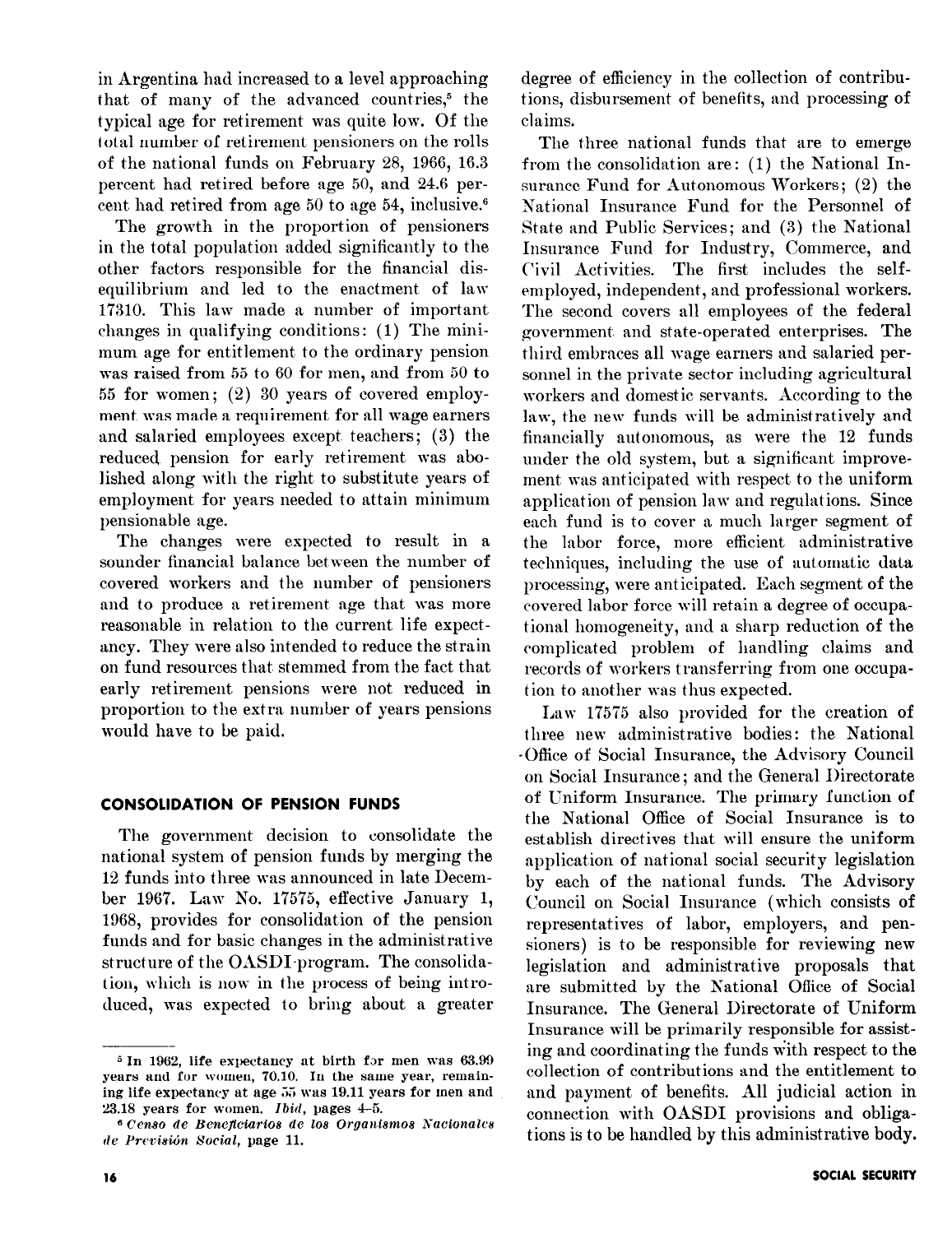in Argentina had increased to a level approaching that of many of the advanced countries,[5] the typical age for retirement was quite low. Of the total number of retirement pensioners on the rolls of the national funds on February 28, 1966, 16.3 percent had retired before age 50, and 24.6 percent had retired from age 50 to age 54, inclusive.[6]

The growth in the proportion of pensioners in the total population added significantly to the other factors responsible for the financial disequilibrium and led to the enactment of law 17310. This law made a number of important changes in qualifying conditions: (1) The minimum age for entitlement to the ordinary pension was raised from 55 to 60 for men, and from 50 to 55 for women; (2) 30 years of covered employment was made a requirement for all wage earners and salaried employees except teachers; (3) the reduced pension for early retirement was abolished along with the right to substitute years of employment for years needed to attain minimum pensionable age.

The changes were expected to result in a sounder financial balance between the number of covered workers and the number of pensioners and to produce a retirement age that was more reasonable in relation to the current life expectancy. They were also intended to reduce the strain on fund resources that stemmed from the fact that early retirement pensions were not reduced in proportion to the extra number of years pensions would have to be paid.

## CONSOLIDATION OF PENSION FUNDS

The government decision to consolidate the national system of pension funds by merging the 12 funds into three was announced in late December 1967. Law No. 17575, effective January 1, 1968, provides for consolidation of the pension funds and for basic changes in the administrative structure of the OASDI program. The consolidation, which is now in the process of being introduced, was expected to bring about a greater degree of efficiency in the collection of contributions, disbursement of benefits, and processing of claims.

The three national funds that are to emerge from the consolidation are: (1) the National Insurance Fund for Autonomous Workers; (2) the National Insurance Fund for the Personnel of State and Public Services; and (3) the National Insurance Fund for Industry, Commerce, and Civil Activities. The first includes the self-employed, independent, and professional workers. The second covers all employees of the federal government and state-operated enterprises. The third embraces all wage earners and salaried personnel in the private sector including agricultural workers and domestic servants. According to the law, the new funds will be administratively and financially autonomous, as were the 12 funds under the old system, but a significant improvement was anticipated with respect to the uniform application of pension law and regulations. Since each fund is to cover a much larger segment of the labor force, more efficient administrative techniques, including the use of automatic data processing, were anticipated. Each segment of the covered labor force will retain a degree of occupational homogeneity, and a sharp reduction of the complicated problem of handling claims and records of workers transferring from one occupation to another was thus expected.

Law 17575 also provided for the creation of three new administrative bodies: the National Office of Social Insurance, the Advisory Council on Social Insurance; and the General Directorate of Uniform Insurance. The primary function of the National Office of Social Insurance is to establish directives that will ensure the uniform application of national social security legislation by each of the national funds. The Advisory Council on Social Insurance (which consists of representatives of labor, employers, and pensioners) is to be responsible for reviewing new legislation and administrative proposals that are submitted by the National Office of Social Insurance. The General Directorate of Uniform Insurance will be primarily responsible for assisting and coordinating the funds with respect to the collection of contributions and the entitlement to and payment of benefits. All judicial action in connection with OASDI provisions and obligations is to be handled by this administrative body.

---

[5] In 1962, life expectancy at birth for men was 63.99 years and for women, 70.10. In the same year, remaining life expectancy at age 55 was 19.11 years for men and 23.18 years for women. *Ibid*, pages 4–5.

[6] *Censo de Beneficiarios de los Organismos Nacionales de Previsión Social*, page 11.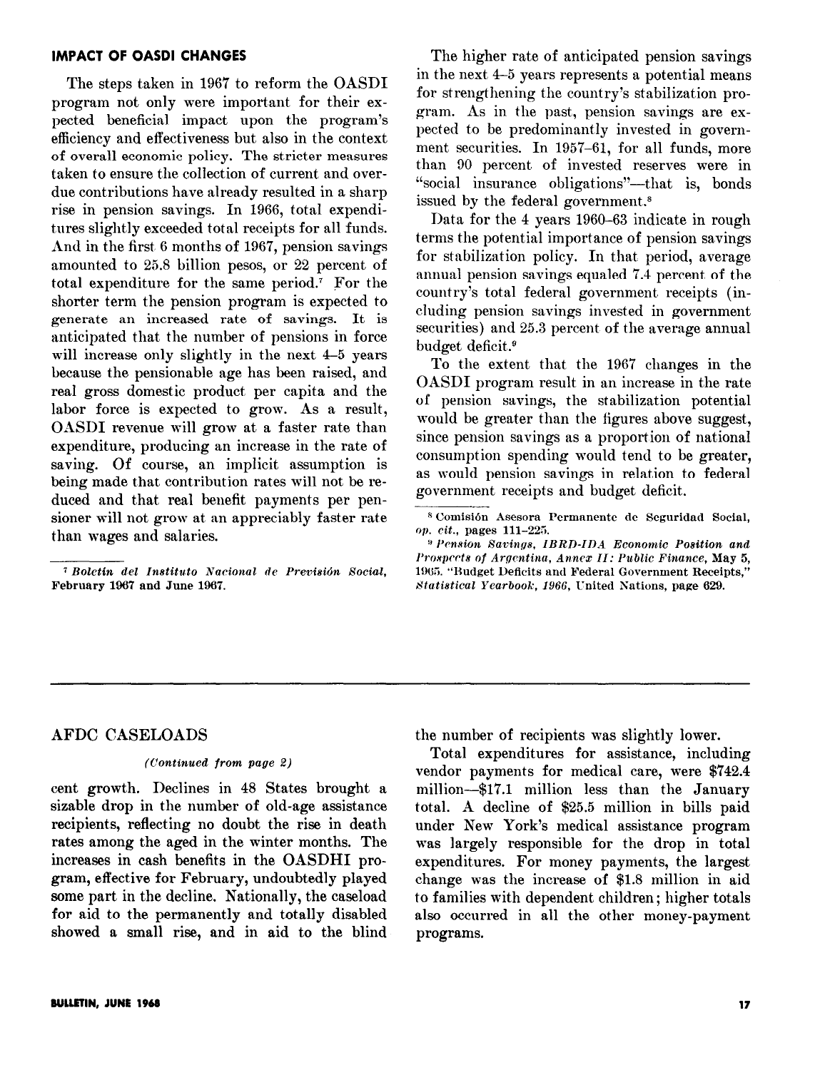### IMPACT OF OASDI CHANGES

The steps taken in 1967 to reform the OASDI program not only were important for their expected beneficial impact upon the program's efficiency and effectiveness but also in the context of overall economic policy. The stricter measures taken to ensure the collection of current and overdue contributions have already resulted in a sharp rise in pension savings. In 1966, total expenditures slightly exceeded total receipts for all funds. And in the first 6 months of 1967, pension savings amounted to 25.8 billion pesos, or 22 percent of total expenditure for the same period.[7] For the shorter term the pension program is expected to generate an increased rate of savings. It is anticipated that the number of pensions in force will increase only slightly in the next 4–5 years because the pensionable age has been raised, and real gross domestic product per capita and the labor force is expected to grow. As a result, OASDI revenue will grow at a faster rate than expenditure, producing an increase in the rate of saving. Of course, an implicit assumption is being made that contribution rates will not be reduced and that real benefit payments per pensioner will not grow at an appreciably faster rate than wages and salaries.

The higher rate of anticipated pension savings in the next 4–5 years represents a potential means for strengthening the country's stabilization program. As in the past, pension savings are expected to be predominantly invested in government securities. In 1957–61, for all funds, more than 90 percent of invested reserves were in "social insurance obligations"—that is, bonds issued by the federal government.[8]

Data for the 4 years 1960–63 indicate in rough terms the potential importance of pension savings for stabilization policy. In that period, average annual pension savings equaled 7.4 percent of the country's total federal government receipts (including pension savings invested in government securities) and 25.3 percent of the average annual budget deficit.[9]

To the extent that the 1967 changes in the OASDI program result in an increase in the rate of pension savings, the stabilization potential would be greater than the figures above suggest, since pension savings as a proportion of national consumption spending would tend to be greater, as would pension savings in relation to federal government receipts and budget deficit.

[7] *Boletín del Instituto Nacional de Previsión Social*, February 1967 and June 1967.

[8] Comisión Asesora Permanente de Seguridad Social, *op. cit.*, pages 111–225.

[9] *Pension Savings, IBRD-IDA Economic Position and Prospects of Argentina, Annex II: Public Finance*, May 5, 1965. "Budget Deficits and Federal Government Receipts," *Statistical Yearbook, 1966*, United Nations, page 629.

---

## AFDC CASELOADS

*(Continued from page 2)*

cent growth. Declines in 48 States brought a sizable drop in the number of old-age assistance recipients, reflecting no doubt the rise in death rates among the aged in the winter months. The increases in cash benefits in the OASDHI program, effective for February, undoubtedly played some part in the decline. Nationally, the caseload for aid to the permanently and totally disabled showed a small rise, and in aid to the blind the number of recipients was slightly lower.

Total expenditures for assistance, including vendor payments for medical care, were $742.4 million—$17.1 million less than the January total. A decline of $25.5 million in bills paid under New York's medical assistance program was largely responsible for the drop in total expenditures. For money payments, the largest change was the increase of $1.8 million in aid to families with dependent children; higher totals also occurred in all the other money-payment programs.